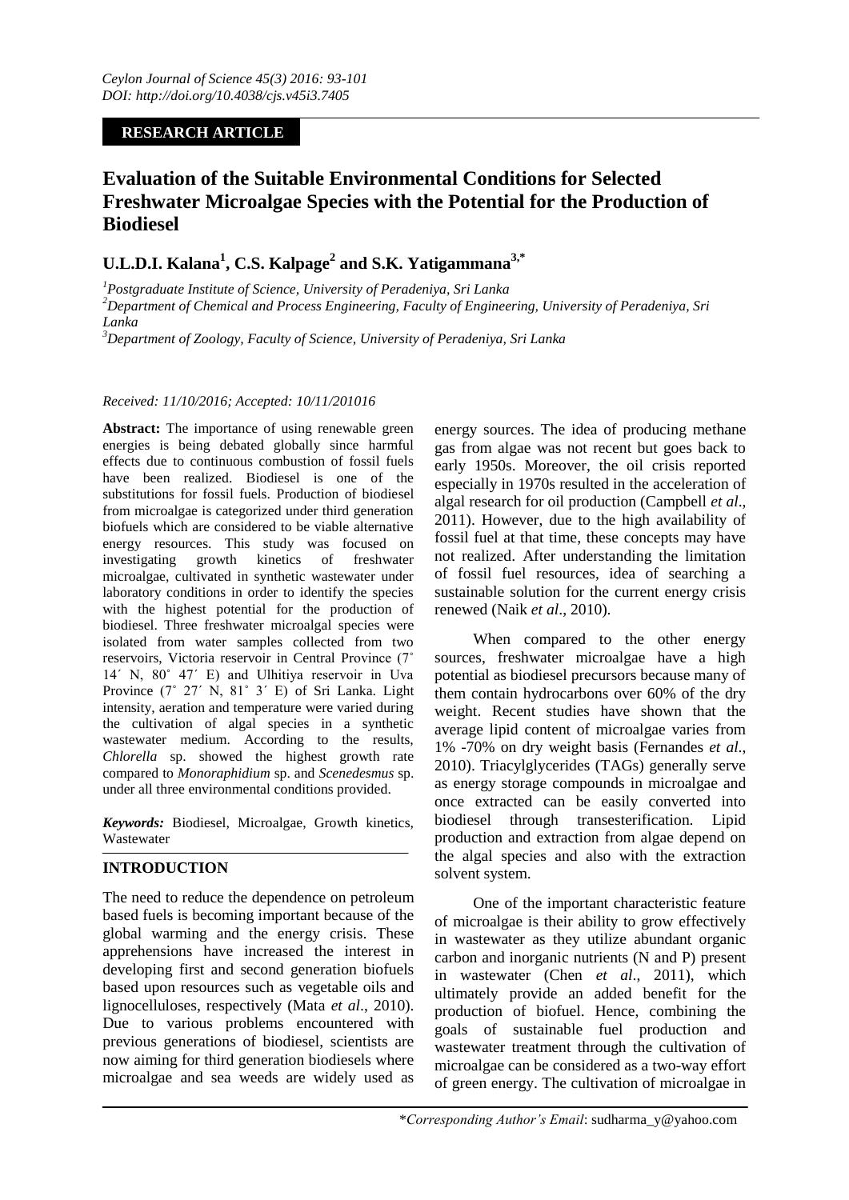*Ceylon Journal of Science 45(3) 2016: 93-101*
*DOI: http://doi.org/10.4038/cjs.v45i3.7405*

**RESEARCH ARTICLE**

# Evaluation of the Suitable Environmental Conditions for Selected Freshwater Microalgae Species with the Potential for the Production of Biodiesel

**U.L.D.I. Kalana[1], C.S. Kalpage[2] and S.K. Yatigammana[3,*]**

[1]*Postgraduate Institute of Science, University of Peradeniya, Sri Lanka*
[2]*Department of Chemical and Process Engineering, Faculty of Engineering, University of Peradeniya, Sri Lanka*
[3]*Department of Zoology, Faculty of Science, University of Peradeniya, Sri Lanka*

*Received: 11/10/2016; Accepted: 10/11/201016*

**Abstract:** The importance of using renewable green energies is being debated globally since harmful effects due to continuous combustion of fossil fuels have been realized. Biodiesel is one of the substitutions for fossil fuels. Production of biodiesel from microalgae is categorized under third generation biofuels which are considered to be viable alternative energy resources. This study was focused on investigating growth kinetics of freshwater microalgae, cultivated in synthetic wastewater under laboratory conditions in order to identify the species with the highest potential for the production of biodiesel. Three freshwater microalgal species were isolated from water samples collected from two reservoirs, Victoria reservoir in Central Province (7˚ 14´ N, 80˚ 47´ E) and Ulhitiya reservoir in Uva Province (7˚ 27´ N, 81˚ 3´ E) of Sri Lanka. Light intensity, aeration and temperature were varied during the cultivation of algal species in a synthetic wastewater medium. According to the results, *Chlorella* sp. showed the highest growth rate compared to *Monoraphidium* sp. and *Scenedesmus* sp. under all three environmental conditions provided.

***Keywords:*** Biodiesel, Microalgae, Growth kinetics, Wastewater

## INTRODUCTION

The need to reduce the dependence on petroleum based fuels is becoming important because of the global warming and the energy crisis. These apprehensions have increased the interest in developing first and second generation biofuels based upon resources such as vegetable oils and lignocelluloses, respectively (Mata *et al*., 2010). Due to various problems encountered with previous generations of biodiesel, scientists are now aiming for third generation biodiesels where microalgae and sea weeds are widely used as energy sources. The idea of producing methane gas from algae was not recent but goes back to early 1950s. Moreover, the oil crisis reported especially in 1970s resulted in the acceleration of algal research for oil production (Campbell *et al*., 2011). However, due to the high availability of fossil fuel at that time, these concepts may have not realized. After understanding the limitation of fossil fuel resources, idea of searching a sustainable solution for the current energy crisis renewed (Naik *et al*., 2010).

When compared to the other energy sources, freshwater microalgae have a high potential as biodiesel precursors because many of them contain hydrocarbons over 60% of the dry weight. Recent studies have shown that the average lipid content of microalgae varies from 1% -70% on dry weight basis (Fernandes *et al*., 2010). Triacylglycerides (TAGs) generally serve as energy storage compounds in microalgae and once extracted can be easily converted into biodiesel through transesterification. Lipid production and extraction from algae depend on the algal species and also with the extraction solvent system.

One of the important characteristic feature of microalgae is their ability to grow effectively in wastewater as they utilize abundant organic carbon and inorganic nutrients (N and P) present in wastewater (Chen *et al*., 2011), which ultimately provide an added benefit for the production of biofuel. Hence, combining the goals of sustainable fuel production and wastewater treatment through the cultivation of microalgae can be considered as a two-way effort of green energy. The cultivation of microalgae in

*Corresponding Author's Email: sudharma_y@yahoo.com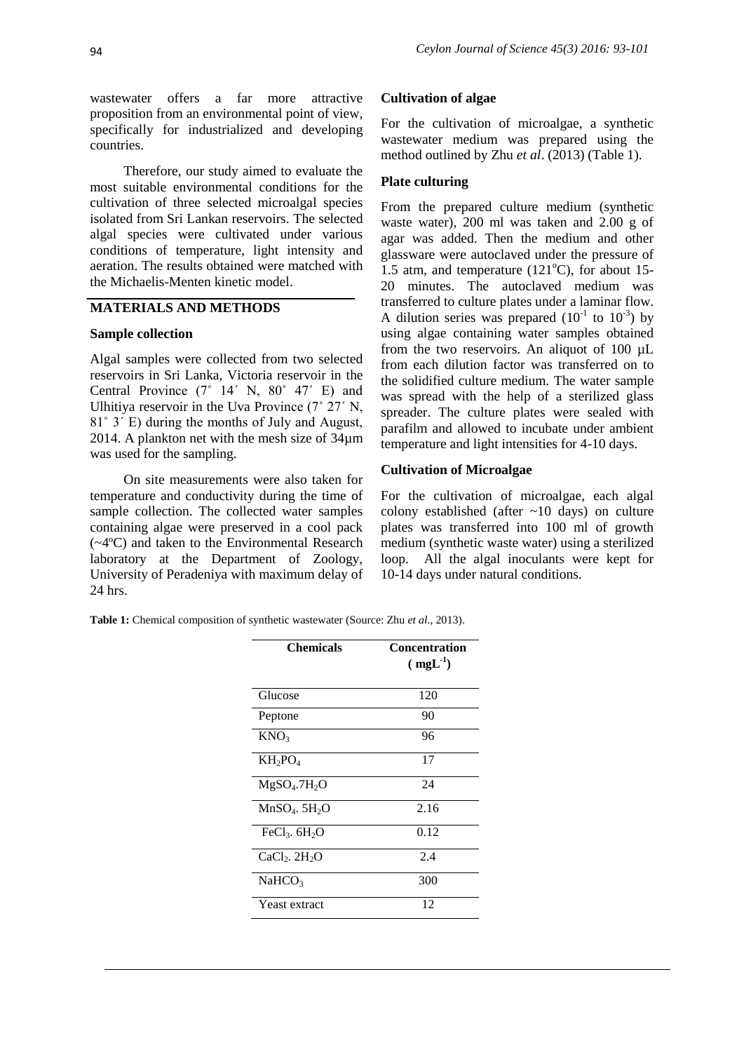wastewater offers a far more attractive proposition from an environmental point of view, specifically for industrialized and developing countries.

Therefore, our study aimed to evaluate the most suitable environmental conditions for the cultivation of three selected microalgal species isolated from Sri Lankan reservoirs. The selected algal species were cultivated under various conditions of temperature, light intensity and aeration. The results obtained were matched with the Michaelis-Menten kinetic model.

## MATERIALS AND METHODS

### Sample collection

Algal samples were collected from two selected reservoirs in Sri Lanka, Victoria reservoir in the Central Province (7˚ 14´ N, 80˚ 47´ E) and Ulhitiya reservoir in the Uva Province (7˚ 27´ N, 81˚ 3´ E) during the months of July and August, 2014. A plankton net with the mesh size of 34µm was used for the sampling.

On site measurements were also taken for temperature and conductivity during the time of sample collection. The collected water samples containing algae were preserved in a cool pack (~4ºC) and taken to the Environmental Research laboratory at the Department of Zoology, University of Peradeniya with maximum delay of 24 hrs.

### Cultivation of algae

For the cultivation of microalgae, a synthetic wastewater medium was prepared using the method outlined by Zhu *et al*. (2013) (Table 1).

### Plate culturing

From the prepared culture medium (synthetic waste water), 200 ml was taken and 2.00 g of agar was added. Then the medium and other glassware were autoclaved under the pressure of 1.5 atm, and temperature (121°C), for about 15-20 minutes. The autoclaved medium was transferred to culture plates under a laminar flow. A dilution series was prepared ($10^{-1}$ to $10^{-3}$) by using algae containing water samples obtained from the two reservoirs. An aliquot of 100 µL from each dilution factor was transferred on to the solidified culture medium. The water sample was spread with the help of a sterilized glass spreader. The culture plates were sealed with parafilm and allowed to incubate under ambient temperature and light intensities for 4-10 days.

### Cultivation of Microalgae

For the cultivation of microalgae, each algal colony established (after ~10 days) on culture plates was transferred into 100 ml of growth medium (synthetic waste water) using a sterilized loop. All the algal inoculants were kept for 10-14 days under natural conditions.

**Table 1:** Chemical composition of synthetic wastewater (Source: Zhu *et al*., 2013).

| Chemicals | Concentration ( $mgL^{-1}$) |
|---|---|
| Glucose | 120 |
| Peptone | 90 |
| $KNO_3$ | 96 |
| $KH_2PO_4$ | 17 |
| $MgSO_4.7H_2O$ | 24 |
| $MnSO_4.5H_2O$ | 2.16 |
| $FeCl_3.6H_2O$ | 0.12 |
| $CaCl_2.2H_2O$ | 2.4 |
| $NaHCO_3$ | 300 |
| Yeast extract | 12 |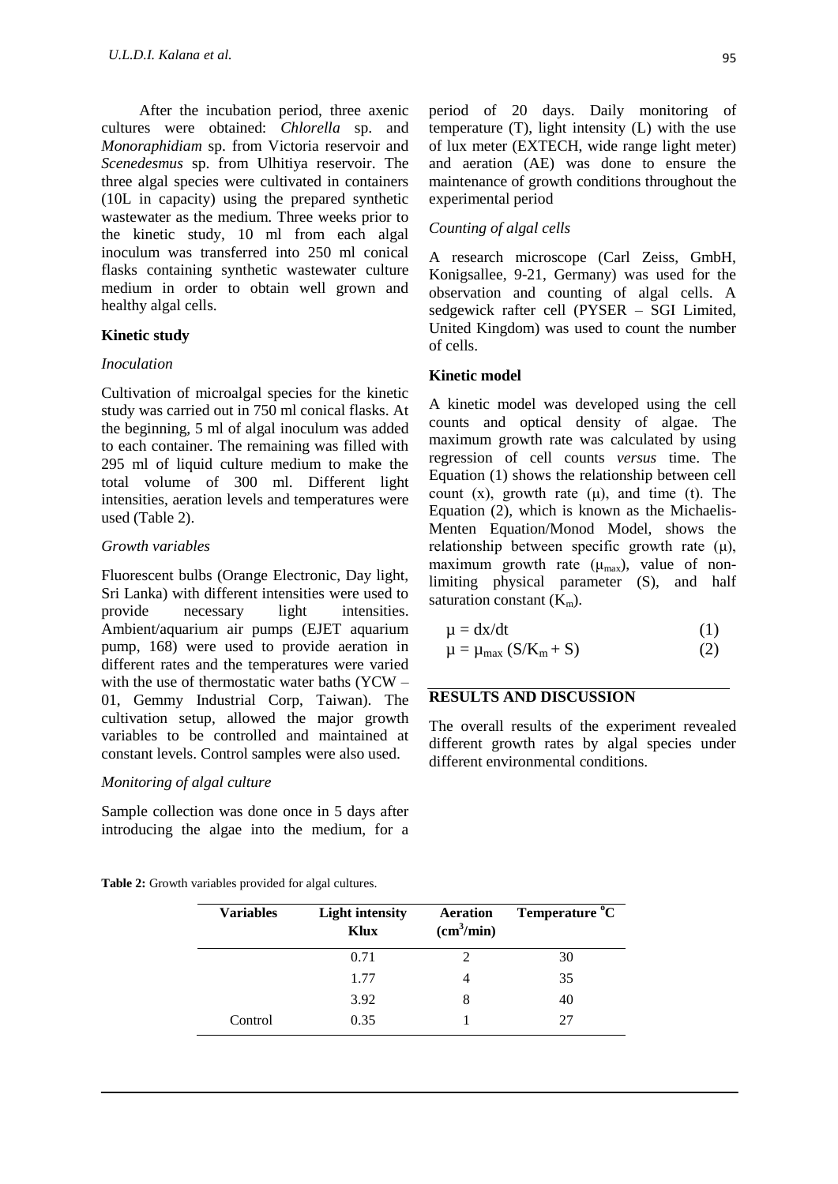After the incubation period, three axenic cultures were obtained: *Chlorella* sp. and *Monoraphidiam* sp. from Victoria reservoir and *Scenedesmus* sp. from Ulhitiya reservoir. The three algal species were cultivated in containers (10L in capacity) using the prepared synthetic wastewater as the medium. Three weeks prior to the kinetic study, 10 ml from each algal inoculum was transferred into 250 ml conical flasks containing synthetic wastewater culture medium in order to obtain well grown and healthy algal cells.

**Kinetic study**

*Inoculation*

Cultivation of microalgal species for the kinetic study was carried out in 750 ml conical flasks. At the beginning, 5 ml of algal inoculum was added to each container. The remaining was filled with 295 ml of liquid culture medium to make the total volume of 300 ml. Different light intensities, aeration levels and temperatures were used (Table 2).

*Growth variables*

Fluorescent bulbs (Orange Electronic, Day light, Sri Lanka) with different intensities were used to provide necessary light intensities. Ambient/aquarium air pumps (EJET aquarium pump, 168) were used to provide aeration in different rates and the temperatures were varied with the use of thermostatic water baths (YCW – 01, Gemmy Industrial Corp, Taiwan). The cultivation setup, allowed the major growth variables to be controlled and maintained at constant levels. Control samples were also used.

*Monitoring of algal culture*

Sample collection was done once in 5 days after introducing the algae into the medium, for a period of 20 days. Daily monitoring of temperature (T), light intensity (L) with the use of lux meter (EXTECH, wide range light meter) and aeration (AE) was done to ensure the maintenance of growth conditions throughout the experimental period

*Counting of algal cells*

A research microscope (Carl Zeiss, GmbH, Konigsallee, 9-21, Germany) was used for the observation and counting of algal cells. A sedgewick rafter cell (PYSER – SGI Limited, United Kingdom) was used to count the number of cells.

**Kinetic model**

A kinetic model was developed using the cell counts and optical density of algae. The maximum growth rate was calculated by using regression of cell counts *versus* time. The Equation (1) shows the relationship between cell count (x), growth rate ($\mu$), and time (t). The Equation (2), which is known as the Michaelis-Menten Equation/Monod Model, shows the relationship between specific growth rate ($\mu$), maximum growth rate ($\mu_{max}$), value of non-limiting physical parameter (S), and half saturation constant ($K_m$).

$$\mu = dx/dt \qquad (1)$$

$$\mu = \mu_{max} (S/K_m + S) \qquad (2)$$

**RESULTS AND DISCUSSION**

The overall results of the experiment revealed different growth rates by algal species under different environmental conditions.

**Table 2:** Growth variables provided for algal cultures.

| Variables | Light intensity Klux | Aeration ($cm^3$/min) | Temperature $^{o}$C |
|---|---|---|---|
| | 0.71 | 2 | 30 |
| | 1.77 | 4 | 35 |
| | 3.92 | 8 | 40 |
| Control | 0.35 | 1 | 27 |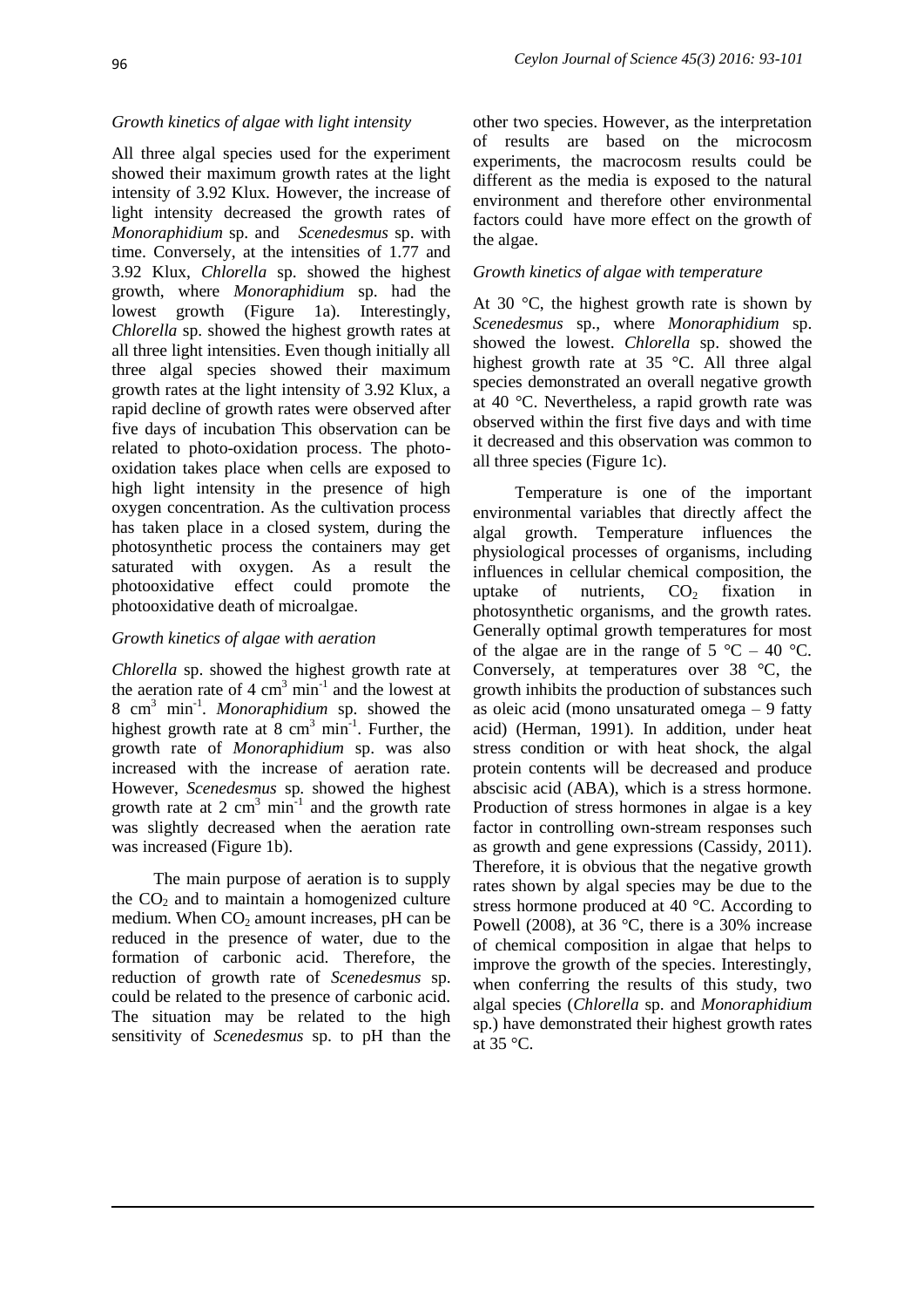### *Growth kinetics of algae with light intensity*

All three algal species used for the experiment showed their maximum growth rates at the light intensity of 3.92 Klux. However, the increase of light intensity decreased the growth rates of *Monoraphidium* sp. and *Scenedesmus* sp. with time. Conversely, at the intensities of 1.77 and 3.92 Klux, *Chlorella* sp. showed the highest growth, where *Monoraphidium* sp. had the lowest growth (Figure 1a). Interestingly, *Chlorella* sp. showed the highest growth rates at all three light intensities. Even though initially all three algal species showed their maximum growth rates at the light intensity of 3.92 Klux, a rapid decline of growth rates were observed after five days of incubation This observation can be related to photo-oxidation process. The photo-oxidation takes place when cells are exposed to high light intensity in the presence of high oxygen concentration. As the cultivation process has taken place in a closed system, during the photosynthetic process the containers may get saturated with oxygen. As a result the photooxidative effect could promote the photooxidative death of microalgae.

### *Growth kinetics of algae with aeration*

*Chlorella* sp. showed the highest growth rate at the aeration rate of 4 $cm^3$ $min^{-1}$ and the lowest at 8 $cm^3$ $min^{-1}$. *Monoraphidium* sp. showed the highest growth rate at 8 $cm^3$ $min^{-1}$. Further, the growth rate of *Monoraphidium* sp. was also increased with the increase of aeration rate. However, *Scenedesmus* sp. showed the highest growth rate at 2 $cm^3$ $min^{-1}$ and the growth rate was slightly decreased when the aeration rate was increased (Figure 1b).

The main purpose of aeration is to supply the $CO_2$ and to maintain a homogenized culture medium. When $CO_2$ amount increases, pH can be reduced in the presence of water, due to the formation of carbonic acid. Therefore, the reduction of growth rate of *Scenedesmus* sp. could be related to the presence of carbonic acid. The situation may be related to the high sensitivity of *Scenedesmus* sp. to pH than the other two species. However, as the interpretation of results are based on the microcosm experiments, the macrocosm results could be different as the media is exposed to the natural environment and therefore other environmental factors could have more effect on the growth of the algae.

### *Growth kinetics of algae with temperature*

At 30 °C, the highest growth rate is shown by *Scenedesmus* sp., where *Monoraphidium* sp. showed the lowest. *Chlorella* sp. showed the highest growth rate at 35 °C. All three algal species demonstrated an overall negative growth at 40 °C. Nevertheless, a rapid growth rate was observed within the first five days and with time it decreased and this observation was common to all three species (Figure 1c).

Temperature is one of the important environmental variables that directly affect the algal growth. Temperature influences the physiological processes of organisms, including influences in cellular chemical composition, the uptake of nutrients, $CO_2$ fixation in photosynthetic organisms, and the growth rates. Generally optimal growth temperatures for most of the algae are in the range of 5 °C – 40 °C. Conversely, at temperatures over 38 °C, the growth inhibits the production of substances such as oleic acid (mono unsaturated omega – 9 fatty acid) (Herman, 1991). In addition, under heat stress condition or with heat shock, the algal protein contents will be decreased and produce abscisic acid (ABA), which is a stress hormone. Production of stress hormones in algae is a key factor in controlling own-stream responses such as growth and gene expressions (Cassidy, 2011). Therefore, it is obvious that the negative growth rates shown by algal species may be due to the stress hormone produced at 40 °C. According to Powell (2008), at 36 °C, there is a 30% increase of chemical composition in algae that helps to improve the growth of the species. Interestingly, when conferring the results of this study, two algal species (*Chlorella* sp. and *Monoraphidium* sp.) have demonstrated their highest growth rates at 35 °C.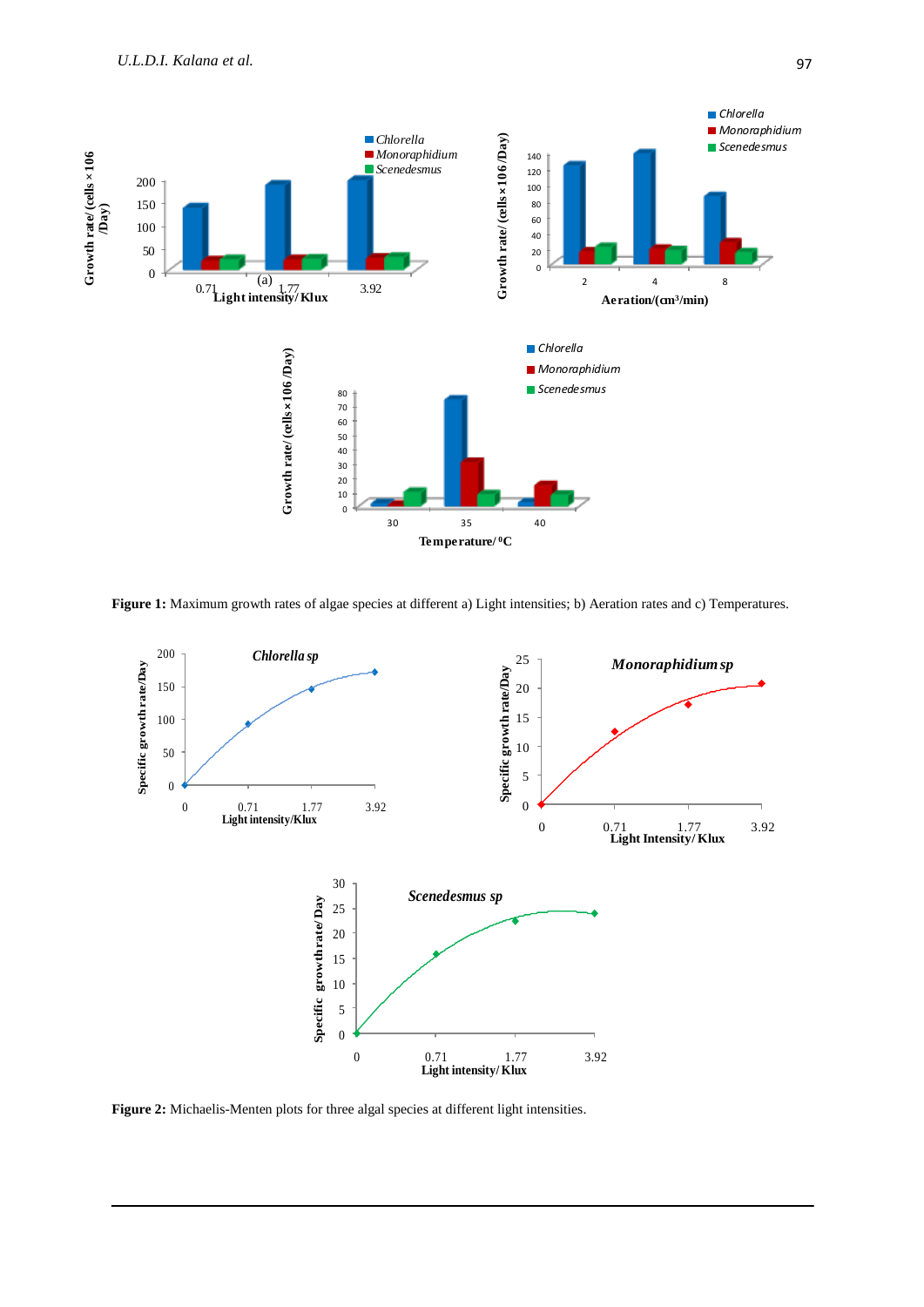**Figure 1:** Maximum growth rates of algae species at different a) Light intensities; b) Aeration rates and c) Temperatures.

**Figure 2:** Michaelis-Menten plots for three algal species at different light intensities.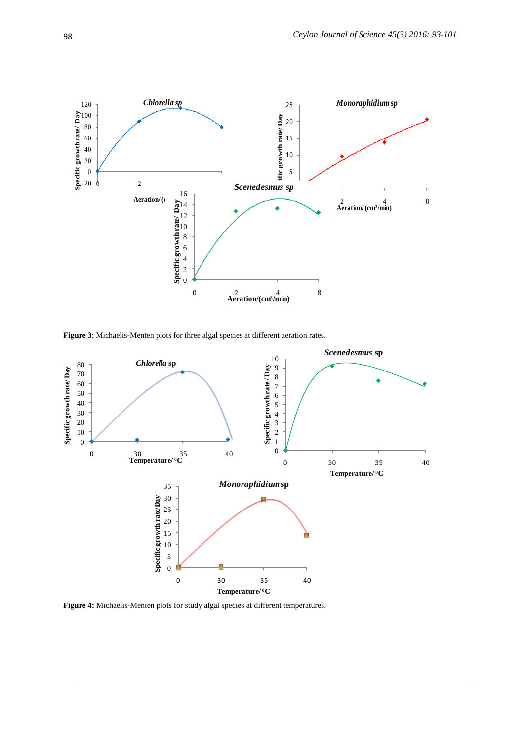**Figure 3**: Michaelis-Menten plots for three algal species at different aeration rates.

**Figure 4:** Michaelis-Menten plots for study algal species at different temperatures.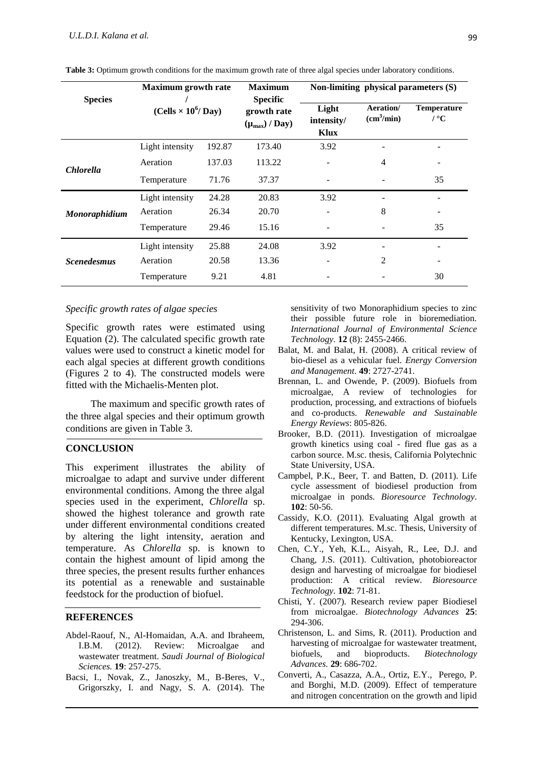**Table 3:** Optimum growth conditions for the maximum growth rate of three algal species under laboratory conditions.

| Species | Maximum growth rate / (Cells × $10^6$/ Day) | | Maximum Specific growth rate ($\mu_{max}$) / Day) | Non-limiting physical parameters (S) | | |
|---|---|---|---|---|---|---|
| | | | | Light intensity/ Klux | Aeration/ ($cm^3$/min) | Temperature / °C |
| ***Chlorella*** | Light intensity | 192.87 | 173.40 | 3.92 | - | - |
| | Aeration | 137.03 | 113.22 | - | 4 | - |
| | Temperature | 71.76 | 37.37 | - | - | 35 |
| ***Monoraphidium*** | Light intensity | 24.28 | 20.83 | 3.92 | - | - |
| | Aeration | 26.34 | 20.70 | - | 8 | - |
| | Temperature | 29.46 | 15.16 | - | - | 35 |
| ***Scenedesmus*** | Light intensity | 25.88 | 24.08 | 3.92 | - | - |
| | Aeration | 20.58 | 13.36 | - | 2 | - |
| | Temperature | 9.21 | 4.81 | - | - | 30 |

*Specific growth rates of algae species*

Specific growth rates were estimated using Equation (2). The calculated specific growth rate values were used to construct a kinetic model for each algal species at different growth conditions (Figures 2 to 4). The constructed models were fitted with the Michaelis-Menten plot.

The maximum and specific growth rates of the three algal species and their optimum growth conditions are given in Table 3.

## CONCLUSION

This experiment illustrates the ability of microalgae to adapt and survive under different environmental conditions. Among the three algal species used in the experiment, *Chlorella* sp. showed the highest tolerance and growth rate under different environmental conditions created by altering the light intensity, aeration and temperature. As *Chlorella* sp. is known to contain the highest amount of lipid among the three species, the present results further enhances its potential as a renewable and sustainable feedstock for the production of biofuel.

## REFERENCES

Abdel-Raouf, N., Al-Homaidan, A.A. and Ibraheem, I.B.M. (2012). Review: Microalgae and wastewater treatment. *Saudi Journal of Biological Sciences.* **19**: 257-275.

Bacsi, I., Novak, Z., Janoszky, M., B-Beres, V., Grigorszky, I. and Nagy, S. A. (2014). The sensitivity of two Monoraphidium species to zinc their possible future role in bioremediation. *International Journal of Environmental Science Technology*. **12** (8): 2455-2466.

Balat, M. and Balat, H. (2008). A critical review of bio-diesel as a vehicular fuel. *Energy Conversion and Management*. **49**: 2727-2741.

Brennan, L. and Owende, P. (2009). Biofuels from microalgae, A review of technologies for production, processing, and extractions of biofuels and co-products. *Renewable and Sustainable Energy Reviews*: 805-826.

Brooker, B.D. (2011). Investigation of microalgae growth kinetics using coal - fired flue gas as a carbon source. M.sc. thesis, California Polytechnic State University, USA.

Campbel, P.K., Beer, T. and Batten, D. (2011). Life cycle assessment of biodiesel production from microalgae in ponds. *Bioresource Technology*. **102**: 50-56.

Cassidy, K.O. (2011). Evaluating Algal growth at different temperatures. M.sc. Thesis, University of Kentucky, Lexington, USA.

Chen, C.Y., Yeh, K.L., Aisyah, R., Lee, D.J. and Chang, J.S. (2011). Cultivation, photobioreactor design and harvesting of microalgae for biodiesel production: A critical review. *Bioresource Technology*. **102**: 71-81.

Chisti, Y. (2007). Research review paper Biodiesel from microalgae. *Biotechnology Advances* **25**: 294-306.

Christenson, L. and Sims, R. (2011). Production and harvesting of microalgae for wastewater treatment, biofuels, and bioproducts. *Biotechnology Advances*. **29**: 686-702.

Converti, A., Casazza, A.A., Ortiz, E.Y., Perego, P. and Borghi, M.D. (2009). Effect of temperature and nitrogen concentration on the growth and lipid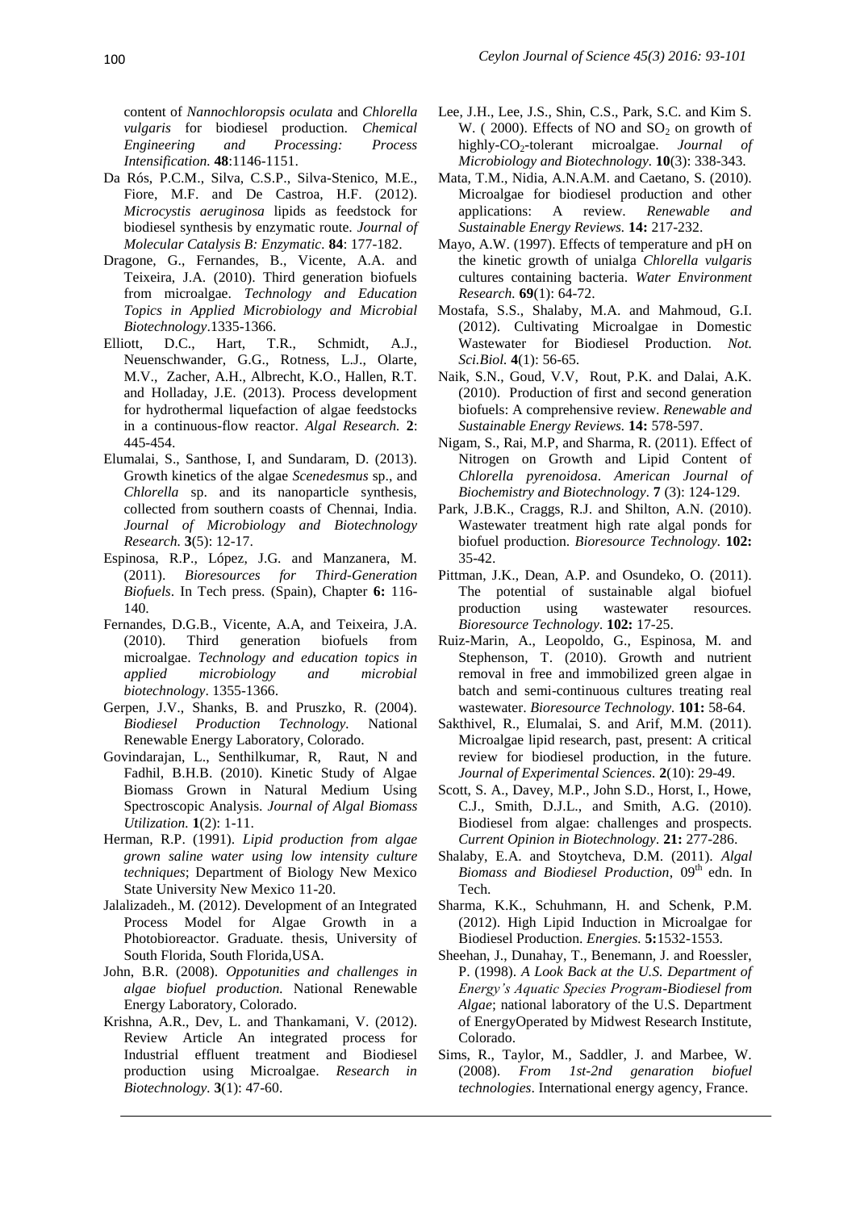content of *Nannochloropsis oculata* and *Chlorella vulgaris* for biodiesel production. *Chemical Engineering and Processing: Process Intensification.* **48**:1146-1151.

Da Rós, P.C.M., Silva, C.S.P., Silva-Stenico, M.E., Fiore, M.F. and De Castroa, H.F. (2012). *Microcystis aeruginosa* lipids as feedstock for biodiesel synthesis by enzymatic route. *Journal of Molecular Catalysis B: Enzymatic.* **84**: 177-182.

Dragone, G., Fernandes, B., Vicente, A.A. and Teixeira, J.A. (2010). Third generation biofuels from microalgae. *Technology and Education Topics in Applied Microbiology and Microbial Biotechnology*.1335-1366.

Elliott, D.C., Hart, T.R., Schmidt, A.J., Neuenschwander, G.G., Rotness, L.J., Olarte, M.V., Zacher, A.H., Albrecht, K.O., Hallen, R.T. and Holladay, J.E. (2013). Process development for hydrothermal liquefaction of algae feedstocks in a continuous-flow reactor. *Algal Research.* **2**: 445-454.

Elumalai, S., Santhose, I, and Sundaram, D. (2013). Growth kinetics of the algae *Scenedesmus* sp., and *Chlorella* sp. and its nanoparticle synthesis, collected from southern coasts of Chennai, India. *Journal of Microbiology and Biotechnology Research.* **3**(5): 12-17.

Espinosa, R.P., López, J.G. and Manzanera, M. (2011). *Bioresources for Third-Generation Biofuels*. In Tech press. (Spain), Chapter **6:** 116-140.

Fernandes, D.G.B., Vicente, A.A, and Teixeira, J.A. (2010). Third generation biofuels from microalgae. *Technology and education topics in applied microbiology and microbial biotechnology*. 1355-1366.

Gerpen, J.V., Shanks, B. and Pruszko, R. (2004). *Biodiesel Production Technology.* National Renewable Energy Laboratory, Colorado.

Govindarajan, L., Senthilkumar, R, Raut, N and Fadhil, B.H.B. (2010). Kinetic Study of Algae Biomass Grown in Natural Medium Using Spectroscopic Analysis. *Journal of Algal Biomass Utilization.* **1**(2): 1-11.

Herman, R.P. (1991). *Lipid production from algae grown saline water using low intensity culture techniques*; Department of Biology New Mexico State University New Mexico 11-20.

Jalalizadeh., M. (2012). Development of an Integrated Process Model for Algae Growth in a Photobioreactor. Graduate. thesis, University of South Florida, South Florida,USA.

John, B.R. (2008). *Oppotunities and challenges in algae biofuel production.* National Renewable Energy Laboratory, Colorado.

Krishna, A.R., Dev, L. and Thankamani, V. (2012). Review Article An integrated process for Industrial effluent treatment and Biodiesel production using Microalgae. *Research in Biotechnology.* **3**(1): 47-60.

Lee, J.H., Lee, J.S., Shin, C.S., Park, S.C. and Kim S. W. ( 2000). Effects of NO and $SO_2$ on growth of highly-$CO_2$-tolerant microalgae. *Journal of Microbiology and Biotechnology.* **10**(3): 338-343.

Mata, T.M., Nidia, A.N.A.M. and Caetano, S. (2010). Microalgae for biodiesel production and other applications: A review. *Renewable and Sustainable Energy Reviews.* **14:** 217-232.

Mayo, A.W. (1997). Effects of temperature and pH on the kinetic growth of unialga *Chlorella vulgaris* cultures containing bacteria. *Water Environment Research.* **69**(1): 64-72.

Mostafa, S.S., Shalaby, M.A. and Mahmoud, G.I. (2012). Cultivating Microalgae in Domestic Wastewater for Biodiesel Production. *Not. Sci.Biol.* **4**(1): 56-65.

Naik, S.N., Goud, V.V, Rout, P.K. and Dalai, A.K. (2010). Production of first and second generation biofuels: A comprehensive review. *Renewable and Sustainable Energy Reviews.* **14:** 578-597.

Nigam, S., Rai, M.P, and Sharma, R. (2011). Effect of Nitrogen on Growth and Lipid Content of *Chlorella pyrenoidosa*. *American Journal of Biochemistry and Biotechnology.* **7** (3): 124-129.

Park, J.B.K., Craggs, R.J. and Shilton, A.N. (2010). Wastewater treatment high rate algal ponds for biofuel production. *Bioresource Technology.* **102:** 35-42.

Pittman, J.K., Dean, A.P. and Osundeko, O. (2011). The potential of sustainable algal biofuel production using wastewater resources. *Bioresource Technology*. **102:** 17-25.

Ruiz-Marin, A., Leopoldo, G., Espinosa, M. and Stephenson, T. (2010). Growth and nutrient removal in free and immobilized green algae in batch and semi-continuous cultures treating real wastewater. *Bioresource Technology.* **101:** 58-64.

Sakthivel, R., Elumalai, S. and Arif, M.M. (2011). Microalgae lipid research, past, present: A critical review for biodiesel production, in the future. *Journal of Experimental Sciences*. **2**(10): 29-49.

Scott, S. A., Davey, M.P., John S.D., Horst, I., Howe, C.J., Smith, D.J.L., and Smith, A.G. (2010). Biodiesel from algae: challenges and prospects. *Current Opinion in Biotechnology*. **21:** 277-286.

Shalaby, E.A. and Stoytcheva, D.M. (2011). *Algal Biomass and Biodiesel Production*, 09th edn. In Tech.

Sharma, K.K., Schuhmann, H. and Schenk, P.M. (2012). High Lipid Induction in Microalgae for Biodiesel Production. *Energies.* **5:**1532-1553.

Sheehan, J., Dunahay, T., Benemann, J. and Roessler, P. (1998). *A Look Back at the U.S. Department of Energy's Aquatic Species Program-Biodiesel from Algae*; national laboratory of the U.S. Department of EnergyOperated by Midwest Research Institute, Colorado.

Sims, R., Taylor, M., Saddler, J. and Marbee, W. (2008). *From 1st-2nd genaration biofuel technologies*. International energy agency, France.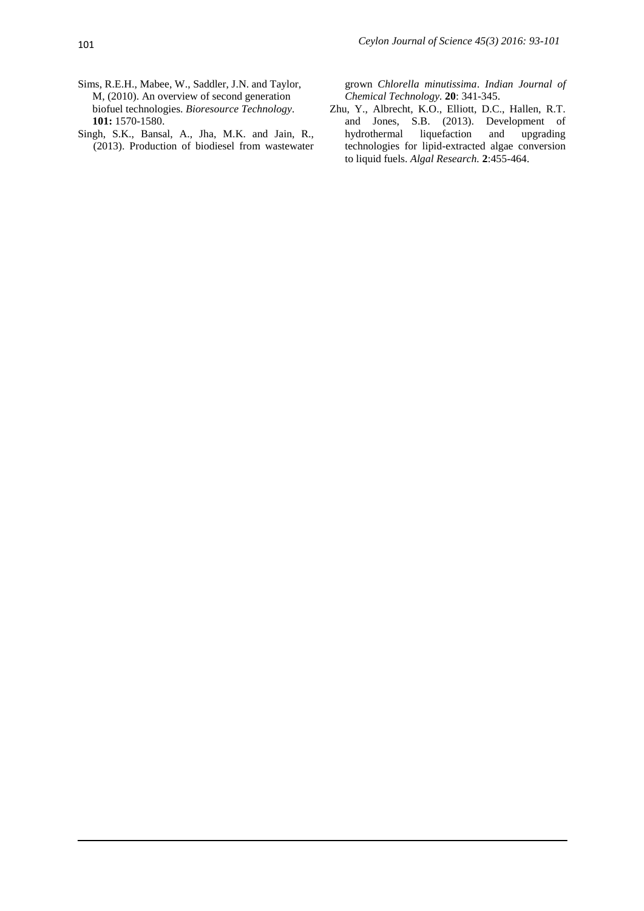Sims, R.E.H., Mabee, W., Saddler, J.N. and Taylor, M, (2010). An overview of second generation biofuel technologies. *Bioresource Technology*. **101:** 1570-1580.

Singh, S.K., Bansal, A., Jha, M.K. and Jain, R., (2013). Production of biodiesel from wastewater grown *Chlorella minutissima*. *Indian Journal of Chemical Technology.* **20**: 341-345.

Zhu, Y., Albrecht, K.O., Elliott, D.C., Hallen, R.T. and Jones, S.B. (2013). Development of hydrothermal liquefaction and upgrading technologies for lipid-extracted algae conversion to liquid fuels. *Algal Research.* **2**:455-464.